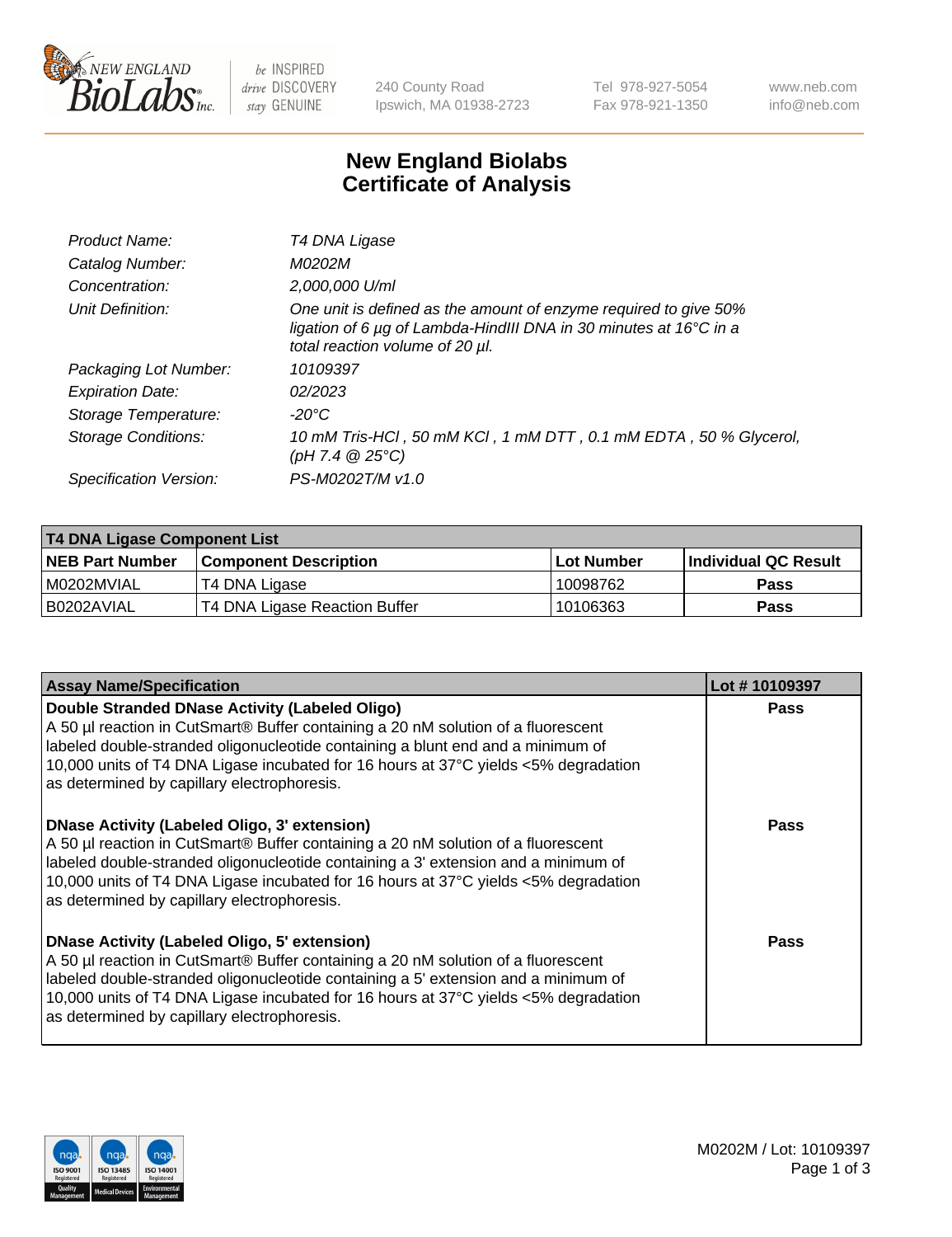# New England Biolabs Certificate of Analysis

| | |
|---|---|
| *Product Name:* | *T4 DNA Ligase* |
| *Catalog Number:* | *M0202M* |
| *Concentration:* | *2,000,000 U/ml* |
| *Unit Definition:* | *One unit is defined as the amount of enzyme required to give 50% ligation of 6 µg of Lambda-HindIII DNA in 30 minutes at 16°C in a total reaction volume of 20 µl.* |
| *Packaging Lot Number:* | *10109397* |
| *Expiration Date:* | *02/2023* |
| *Storage Temperature:* | *-20°C* |
| *Storage Conditions:* | *10 mM Tris-HCl , 50 mM KCl , 1 mM DTT , 0.1 mM EDTA , 50 % Glycerol, (pH 7.4 @ 25°C)* |
| *Specification Version:* | *PS-M0202T/M v1.0* |

| T4 DNA Ligase Component List | | | |
|---|---|---|---|
| **NEB Part Number** | **Component Description** | **Lot Number** | **Individual QC Result** |
| M0202MVIAL | T4 DNA Ligase | 10098762 | Pass |
| B0202AVIAL | T4 DNA Ligase Reaction Buffer | 10106363 | Pass |

| Assay Name/Specification | Lot # 10109397 |
|---|---|
| **Double Stranded DNase Activity (Labeled Oligo)** A 50 µl reaction in CutSmart® Buffer containing a 20 nM solution of a fluorescent labeled double-stranded oligonucleotide containing a blunt end and a minimum of 10,000 units of T4 DNA Ligase incubated for 16 hours at 37°C yields <5% degradation as determined by capillary electrophoresis. | Pass |
| **DNase Activity (Labeled Oligo, 3' extension)** A 50 µl reaction in CutSmart® Buffer containing a 20 nM solution of a fluorescent labeled double-stranded oligonucleotide containing a 3' extension and a minimum of 10,000 units of T4 DNA Ligase incubated for 16 hours at 37°C yields <5% degradation as determined by capillary electrophoresis. | Pass |
| **DNase Activity (Labeled Oligo, 5' extension)** A 50 µl reaction in CutSmart® Buffer containing a 20 nM solution of a fluorescent labeled double-stranded oligonucleotide containing a 5' extension and a minimum of 10,000 units of T4 DNA Ligase incubated for 16 hours at 37°C yields <5% degradation as determined by capillary electrophoresis. | Pass |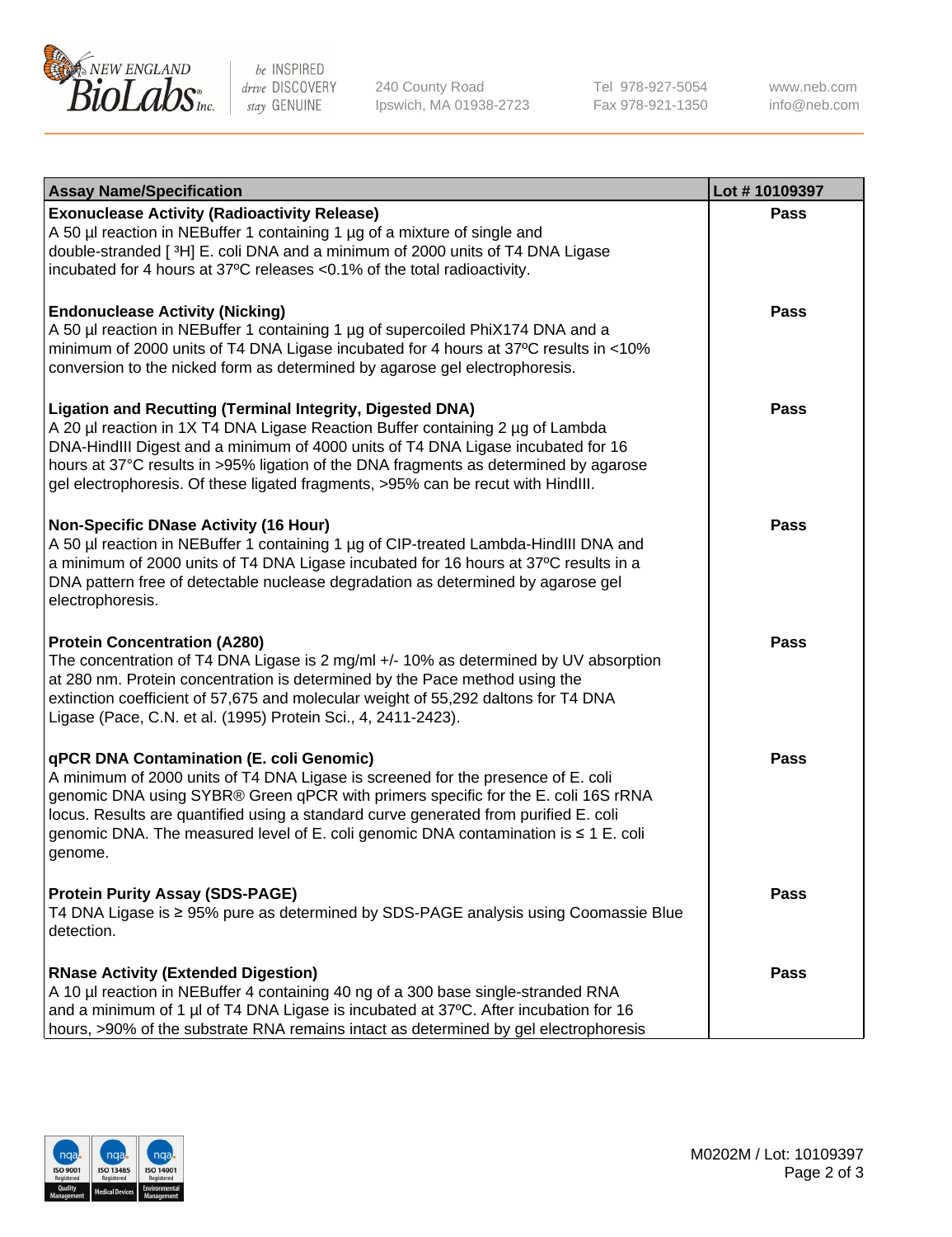| Assay Name/Specification | Lot # 10109397 |
| --- | --- |
| **Exonuclease Activity (Radioactivity Release)**<br>A 50 µl reaction in NEBuffer 1 containing 1 µg of a mixture of single and double-stranded [ $^3$H] E. coli DNA and a minimum of 2000 units of T4 DNA Ligase incubated for 4 hours at 37ºC releases <0.1% of the total radioactivity. | Pass |
| **Endonuclease Activity (Nicking)**<br>A 50 µl reaction in NEBuffer 1 containing 1 µg of supercoiled PhiX174 DNA and a minimum of 2000 units of T4 DNA Ligase incubated for 4 hours at 37ºC results in <10% conversion to the nicked form as determined by agarose gel electrophoresis. | Pass |
| **Ligation and Recutting (Terminal Integrity, Digested DNA)**<br>A 20 µl reaction in 1X T4 DNA Ligase Reaction Buffer containing 2 µg of Lambda DNA-HindIII Digest and a minimum of 4000 units of T4 DNA Ligase incubated for 16 hours at 37°C results in >95% ligation of the DNA fragments as determined by agarose gel electrophoresis. Of these ligated fragments, >95% can be recut with HindIII. | Pass |
| **Non-Specific DNase Activity (16 Hour)**<br>A 50 µl reaction in NEBuffer 1 containing 1 µg of CIP-treated Lambda-HindIII DNA and a minimum of 2000 units of T4 DNA Ligase incubated for 16 hours at 37ºC results in a DNA pattern free of detectable nuclease degradation as determined by agarose gel electrophoresis. | Pass |
| **Protein Concentration (A280)**<br>The concentration of T4 DNA Ligase is 2 mg/ml +/- 10% as determined by UV absorption at 280 nm. Protein concentration is determined by the Pace method using the extinction coefficient of 57,675 and molecular weight of 55,292 daltons for T4 DNA Ligase (Pace, C.N. et al. (1995) Protein Sci., 4, 2411-2423). | Pass |
| **qPCR DNA Contamination (E. coli Genomic)**<br>A minimum of 2000 units of T4 DNA Ligase is screened for the presence of E. coli genomic DNA using SYBR® Green qPCR with primers specific for the E. coli 16S rRNA locus. Results are quantified using a standard curve generated from purified E. coli genomic DNA. The measured level of E. coli genomic DNA contamination is ≤ 1 E. coli genome. | Pass |
| **Protein Purity Assay (SDS-PAGE)**<br>T4 DNA Ligase is ≥ 95% pure as determined by SDS-PAGE analysis using Coomassie Blue detection. | Pass |
| **RNase Activity (Extended Digestion)**<br>A 10 µl reaction in NEBuffer 4 containing 40 ng of a 300 base single-stranded RNA and a minimum of 1 µl of T4 DNA Ligase is incubated at 37ºC. After incubation for 16 hours, >90% of the substrate RNA remains intact as determined by gel electrophoresis | Pass |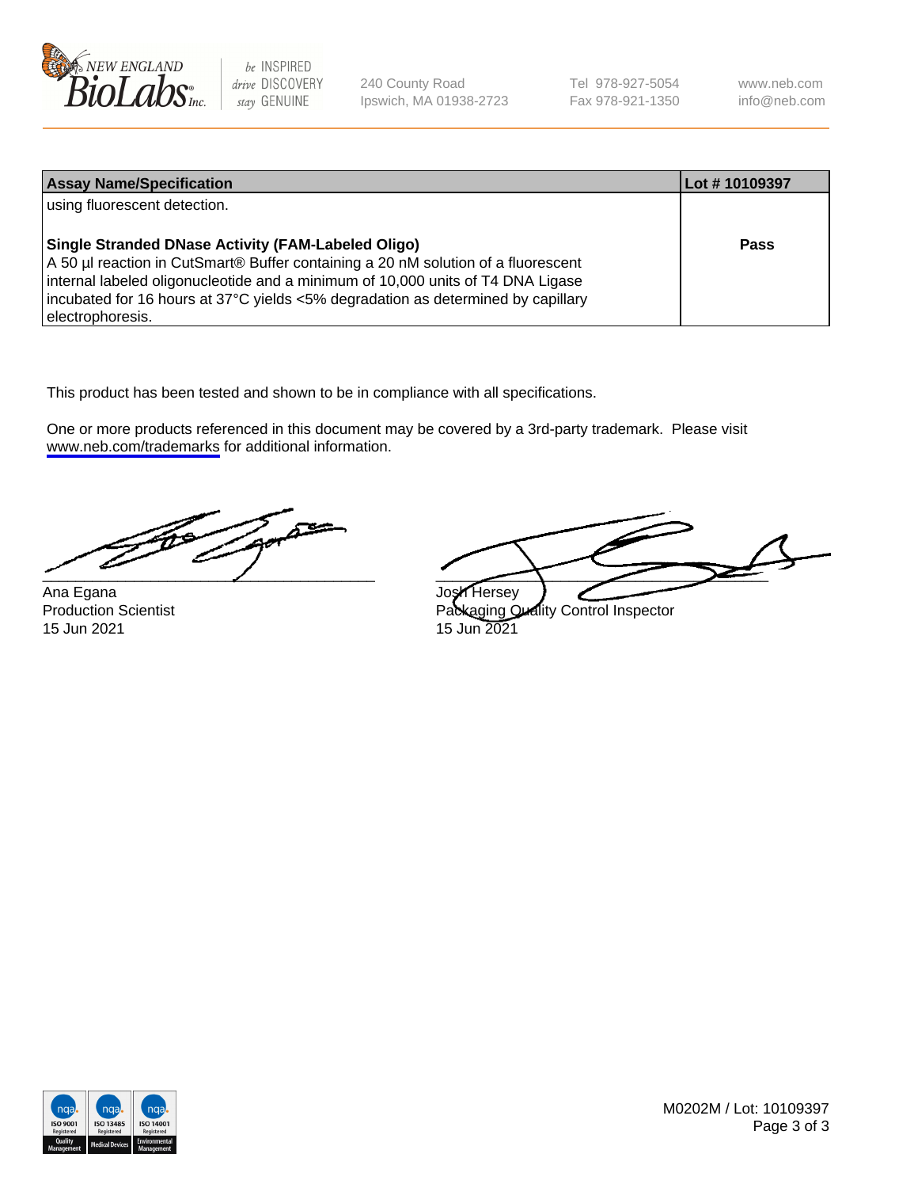| Assay Name/Specification | Lot # 10109397 |
| --- | --- |
| using fluorescent detection. | |
| **Single Stranded DNase Activity (FAM-Labeled Oligo)**<br>A 50 µl reaction in CutSmart® Buffer containing a 20 nM solution of a fluorescent internal labeled oligonucleotide and a minimum of 10,000 units of T4 DNA Ligase incubated for 16 hours at 37°C yields <5% degradation as determined by capillary electrophoresis. | **Pass** |

This product has been tested and shown to be in compliance with all specifications.

One or more products referenced in this document may be covered by a 3rd-party trademark. Please visit www.neb.com/trademarks for additional information.

Ana Egana
Production Scientist
15 Jun 2021

Josh Hersey
Packaging Quality Control Inspector
15 Jun 2021

M0202M / Lot: 10109397